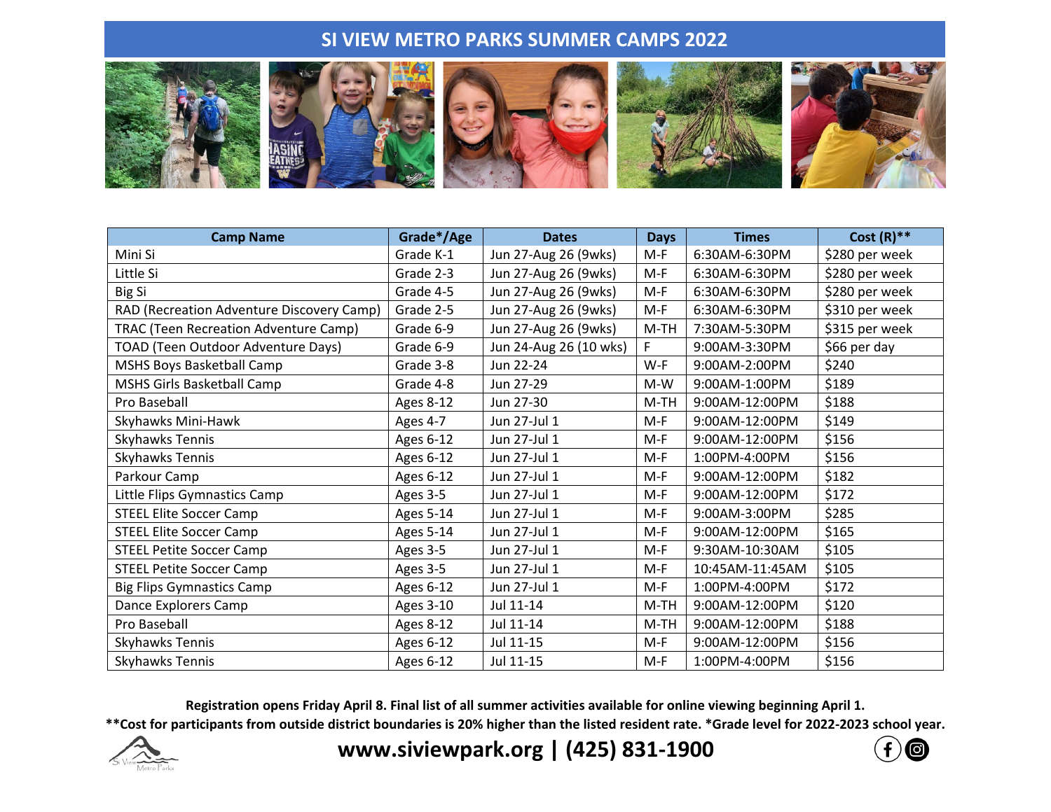# SI VIEW METRO PARKS SUMMER CAMPS 2022

| Camp Name | Grade*/Age | Dates | Days | Times | Cost (R)** |
|---|---|---|---|---|---|
| Mini Si | Grade K-1 | Jun 27-Aug 26 (9wks) | M-F | 6:30AM-6:30PM | $280 per week |
| Little Si | Grade 2-3 | Jun 27-Aug 26 (9wks) | M-F | 6:30AM-6:30PM | $280 per week |
| Big Si | Grade 4-5 | Jun 27-Aug 26 (9wks) | M-F | 6:30AM-6:30PM | $280 per week |
| RAD (Recreation Adventure Discovery Camp) | Grade 2-5 | Jun 27-Aug 26 (9wks) | M-F | 6:30AM-6:30PM | $310 per week |
| TRAC (Teen Recreation Adventure Camp) | Grade 6-9 | Jun 27-Aug 26 (9wks) | M-TH | 7:30AM-5:30PM | $315 per week |
| TOAD (Teen Outdoor Adventure Days) | Grade 6-9 | Jun 24-Aug 26 (10 wks) | F | 9:00AM-3:30PM | $66 per day |
| MSHS Boys Basketball Camp | Grade 3-8 | Jun 22-24 | W-F | 9:00AM-2:00PM | $240 |
| MSHS Girls Basketball Camp | Grade 4-8 | Jun 27-29 | M-W | 9:00AM-1:00PM | $189 |
| Pro Baseball | Ages 8-12 | Jun 27-30 | M-TH | 9:00AM-12:00PM | $188 |
| Skyhawks Mini-Hawk | Ages 4-7 | Jun 27-Jul 1 | M-F | 9:00AM-12:00PM | $149 |
| Skyhawks Tennis | Ages 6-12 | Jun 27-Jul 1 | M-F | 9:00AM-12:00PM | $156 |
| Skyhawks Tennis | Ages 6-12 | Jun 27-Jul 1 | M-F | 1:00PM-4:00PM | $156 |
| Parkour Camp | Ages 6-12 | Jun 27-Jul 1 | M-F | 9:00AM-12:00PM | $182 |
| Little Flips Gymnastics Camp | Ages 3-5 | Jun 27-Jul 1 | M-F | 9:00AM-12:00PM | $172 |
| STEEL Elite Soccer Camp | Ages 5-14 | Jun 27-Jul 1 | M-F | 9:00AM-3:00PM | $285 |
| STEEL Elite Soccer Camp | Ages 5-14 | Jun 27-Jul 1 | M-F | 9:00AM-12:00PM | $165 |
| STEEL Petite Soccer Camp | Ages 3-5 | Jun 27-Jul 1 | M-F | 9:30AM-10:30AM | $105 |
| STEEL Petite Soccer Camp | Ages 3-5 | Jun 27-Jul 1 | M-F | 10:45AM-11:45AM | $105 |
| Big Flips Gymnastics Camp | Ages 6-12 | Jun 27-Jul 1 | M-F | 1:00PM-4:00PM | $172 |
| Dance Explorers Camp | Ages 3-10 | Jul 11-14 | M-TH | 9:00AM-12:00PM | $120 |
| Pro Baseball | Ages 8-12 | Jul 11-14 | M-TH | 9:00AM-12:00PM | $188 |
| Skyhawks Tennis | Ages 6-12 | Jul 11-15 | M-F | 9:00AM-12:00PM | $156 |
| Skyhawks Tennis | Ages 6-12 | Jul 11-15 | M-F | 1:00PM-4:00PM | $156 |

**Registration opens Friday April 8. Final list of all summer activities available for online viewing beginning April 1.**

****Cost for participants from outside district boundaries is 20% higher than the listed resident rate. *Grade level for 2022-2023 school year.**

**www.siviewpark.org | (425) 831-1900**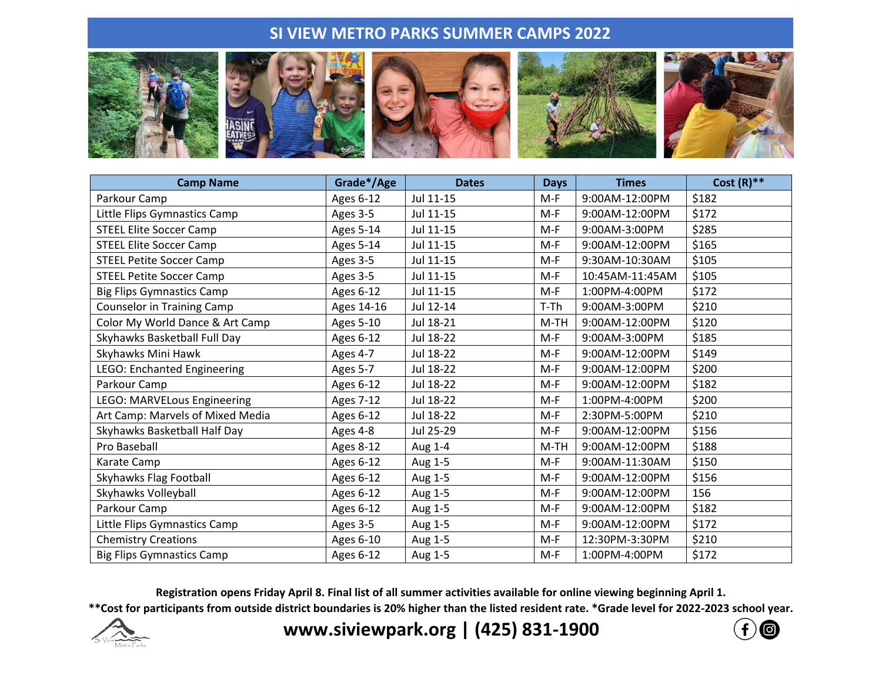# SI VIEW METRO PARKS SUMMER CAMPS 2022

| Camp Name | Grade*/Age | Dates | Days | Times | Cost (R)** |
|---|---|---|---|---|---|
| Parkour Camp | Ages 6-12 | Jul 11-15 | M-F | 9:00AM-12:00PM | $182 |
| Little Flips Gymnastics Camp | Ages 3-5 | Jul 11-15 | M-F | 9:00AM-12:00PM | $172 |
| STEEL Elite Soccer Camp | Ages 5-14 | Jul 11-15 | M-F | 9:00AM-3:00PM | $285 |
| STEEL Elite Soccer Camp | Ages 5-14 | Jul 11-15 | M-F | 9:00AM-12:00PM | $165 |
| STEEL Petite Soccer Camp | Ages 3-5 | Jul 11-15 | M-F | 9:30AM-10:30AM | $105 |
| STEEL Petite Soccer Camp | Ages 3-5 | Jul 11-15 | M-F | 10:45AM-11:45AM | $105 |
| Big Flips Gymnastics Camp | Ages 6-12 | Jul 11-15 | M-F | 1:00PM-4:00PM | $172 |
| Counselor in Training Camp | Ages 14-16 | Jul 12-14 | T-Th | 9:00AM-3:00PM | $210 |
| Color My World Dance & Art Camp | Ages 5-10 | Jul 18-21 | M-TH | 9:00AM-12:00PM | $120 |
| Skyhawks Basketball Full Day | Ages 6-12 | Jul 18-22 | M-F | 9:00AM-3:00PM | $185 |
| Skyhawks Mini Hawk | Ages 4-7 | Jul 18-22 | M-F | 9:00AM-12:00PM | $149 |
| LEGO: Enchanted Engineering | Ages 5-7 | Jul 18-22 | M-F | 9:00AM-12:00PM | $200 |
| Parkour Camp | Ages 6-12 | Jul 18-22 | M-F | 9:00AM-12:00PM | $182 |
| LEGO: MARVELous Engineering | Ages 7-12 | Jul 18-22 | M-F | 1:00PM-4:00PM | $200 |
| Art Camp: Marvels of Mixed Media | Ages 6-12 | Jul 18-22 | M-F | 2:30PM-5:00PM | $210 |
| Skyhawks Basketball Half Day | Ages 4-8 | Jul 25-29 | M-F | 9:00AM-12:00PM | $156 |
| Pro Baseball | Ages 8-12 | Aug 1-4 | M-TH | 9:00AM-12:00PM | $188 |
| Karate Camp | Ages 6-12 | Aug 1-5 | M-F | 9:00AM-11:30AM | $150 |
| Skyhawks Flag Football | Ages 6-12 | Aug 1-5 | M-F | 9:00AM-12:00PM | $156 |
| Skyhawks Volleyball | Ages 6-12 | Aug 1-5 | M-F | 9:00AM-12:00PM | 156 |
| Parkour Camp | Ages 6-12 | Aug 1-5 | M-F | 9:00AM-12:00PM | $182 |
| Little Flips Gymnastics Camp | Ages 3-5 | Aug 1-5 | M-F | 9:00AM-12:00PM | $172 |
| Chemistry Creations | Ages 6-10 | Aug 1-5 | M-F | 12:30PM-3:30PM | $210 |
| Big Flips Gymnastics Camp | Ages 6-12 | Aug 1-5 | M-F | 1:00PM-4:00PM | $172 |

**Registration opens Friday April 8. Final list of all summer activities available for online viewing beginning April 1.**

****Cost for participants from outside district boundaries is 20% higher than the listed resident rate. *Grade level for 2022-2023 school year.**

**www.siviewpark.org | (425) 831-1900**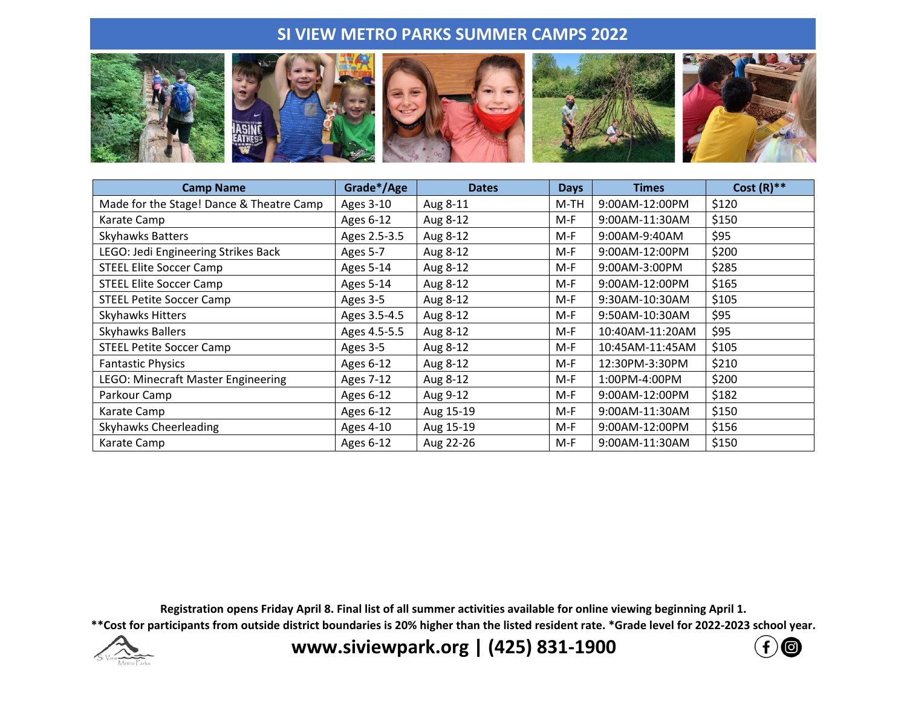# SI VIEW METRO PARKS SUMMER CAMPS 2022

| Camp Name | Grade*/Age | Dates | Days | Times | Cost (R)** |
|---|---|---|---|---|---|
| Made for the Stage! Dance & Theatre Camp | Ages 3-10 | Aug 8-11 | M-TH | 9:00AM-12:00PM | $120 |
| Karate Camp | Ages 6-12 | Aug 8-12 | M-F | 9:00AM-11:30AM | $150 |
| Skyhawks Batters | Ages 2.5-3.5 | Aug 8-12 | M-F | 9:00AM-9:40AM | $95 |
| LEGO: Jedi Engineering Strikes Back | Ages 5-7 | Aug 8-12 | M-F | 9:00AM-12:00PM | $200 |
| STEEL Elite Soccer Camp | Ages 5-14 | Aug 8-12 | M-F | 9:00AM-3:00PM | $285 |
| STEEL Elite Soccer Camp | Ages 5-14 | Aug 8-12 | M-F | 9:00AM-12:00PM | $165 |
| STEEL Petite Soccer Camp | Ages 3-5 | Aug 8-12 | M-F | 9:30AM-10:30AM | $105 |
| Skyhawks Hitters | Ages 3.5-4.5 | Aug 8-12 | M-F | 9:50AM-10:30AM | $95 |
| Skyhawks Ballers | Ages 4.5-5.5 | Aug 8-12 | M-F | 10:40AM-11:20AM | $95 |
| STEEL Petite Soccer Camp | Ages 3-5 | Aug 8-12 | M-F | 10:45AM-11:45AM | $105 |
| Fantastic Physics | Ages 6-12 | Aug 8-12 | M-F | 12:30PM-3:30PM | $210 |
| LEGO: Minecraft Master Engineering | Ages 7-12 | Aug 8-12 | M-F | 1:00PM-4:00PM | $200 |
| Parkour Camp | Ages 6-12 | Aug 9-12 | M-F | 9:00AM-12:00PM | $182 |
| Karate Camp | Ages 6-12 | Aug 15-19 | M-F | 9:00AM-11:30AM | $150 |
| Skyhawks Cheerleading | Ages 4-10 | Aug 15-19 | M-F | 9:00AM-12:00PM | $156 |
| Karate Camp | Ages 6-12 | Aug 22-26 | M-F | 9:00AM-11:30AM | $150 |

**Registration opens Friday April 8. Final list of all summer activities available for online viewing beginning April 1.**

****Cost for participants from outside district boundaries is 20% higher than the listed resident rate. *Grade level for 2022-2023 school year.**

Si View Metro Parks

**www.siviewpark.org | (425) 831-1900**